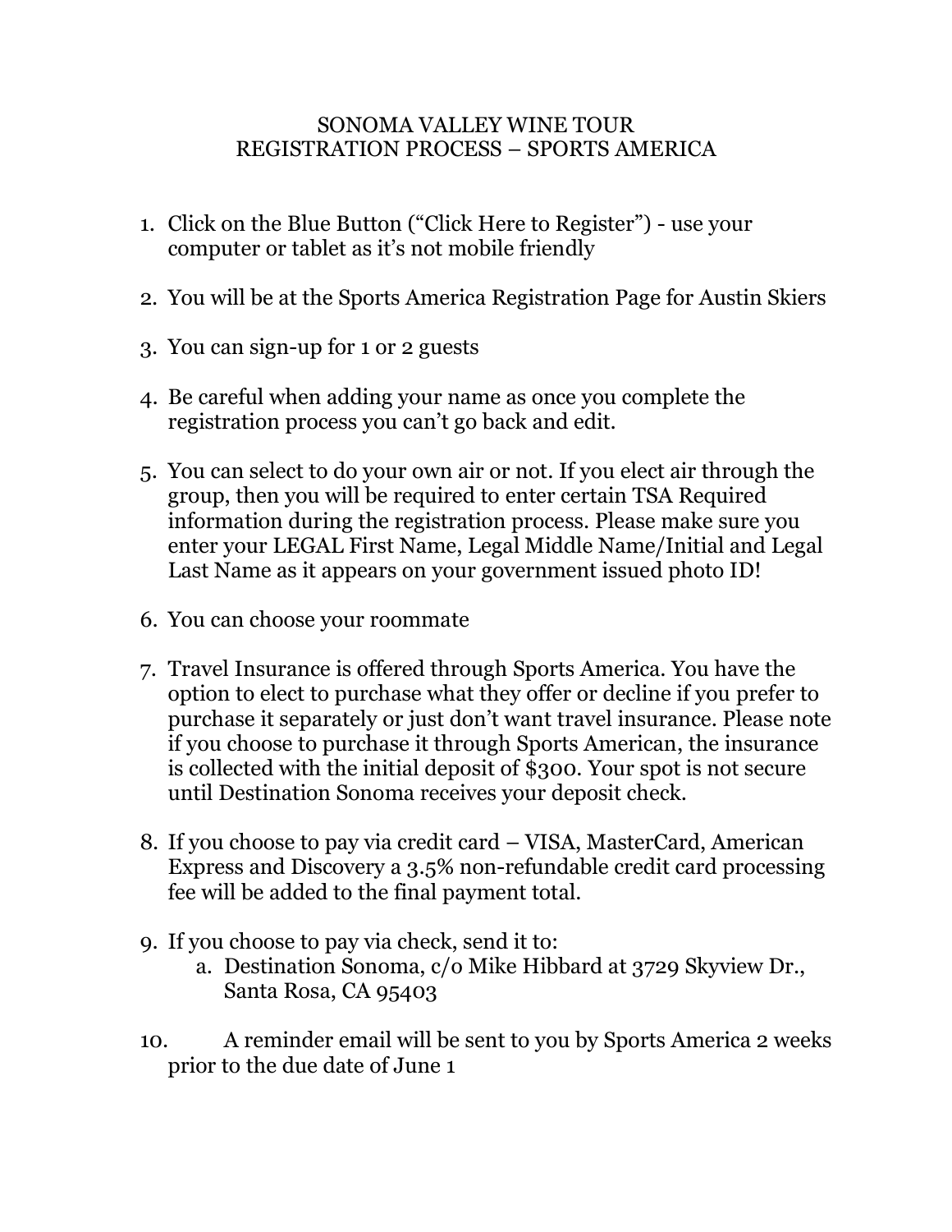# SONOMA VALLEY WINE TOUR
## REGISTRATION PROCESS – SPORTS AMERICA

1. Click on the Blue Button ("Click Here to Register") - use your computer or tablet as it's not mobile friendly

2. You will be at the Sports America Registration Page for Austin Skiers

3. You can sign-up for 1 or 2 guests

4. Be careful when adding your name as once you complete the registration process you can't go back and edit.

5. You can select to do your own air or not. If you elect air through the group, then you will be required to enter certain TSA Required information during the registration process. Please make sure you enter your LEGAL First Name, Legal Middle Name/Initial and Legal Last Name as it appears on your government issued photo ID!

6. You can choose your roommate

7. Travel Insurance is offered through Sports America. You have the option to elect to purchase what they offer or decline if you prefer to purchase it separately or just don't want travel insurance. Please note if you choose to purchase it through Sports American, the insurance is collected with the initial deposit of $300. Your spot is not secure until Destination Sonoma receives your deposit check.

8. If you choose to pay via credit card – VISA, MasterCard, American Express and Discovery a 3.5% non-refundable credit card processing fee will be added to the final payment total.

9. If you choose to pay via check, send it to:
   a. Destination Sonoma, c/o Mike Hibbard at 3729 Skyview Dr., Santa Rosa, CA 95403

10. A reminder email will be sent to you by Sports America 2 weeks prior to the due date of June 1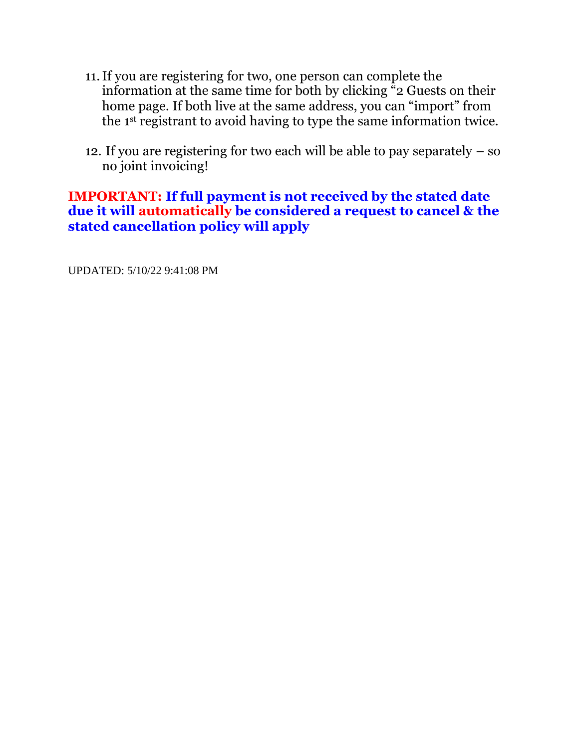11. If you are registering for two, one person can complete the information at the same time for both by clicking "2 Guests on their home page. If both live at the same address, you can "import" from the 1st registrant to avoid having to type the same information twice.

12. If you are registering for two each will be able to pay separately – so no joint invoicing!

**IMPORTANT: If full payment is not received by the stated date due it will automatically be considered a request to cancel & the stated cancellation policy will apply**

UPDATED: 5/10/22 9:41:08 PM